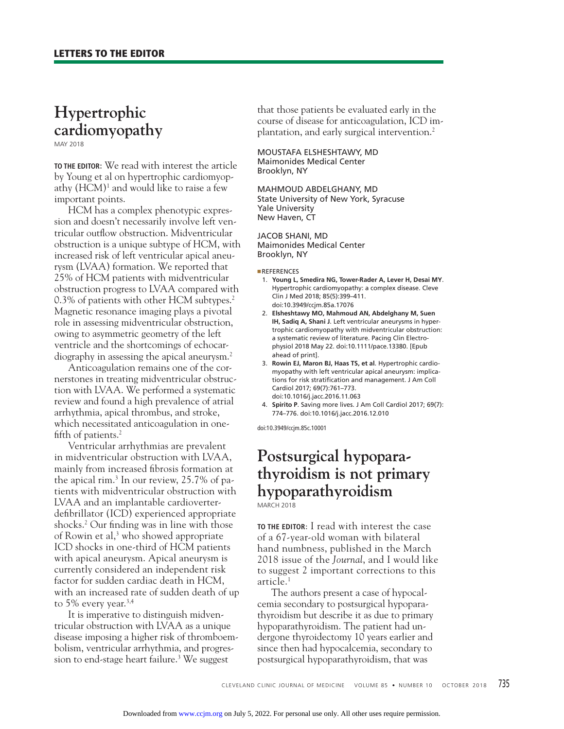## LETTERS TO THE EDITOR

# Hypertrophic cardiomyopathy

MAY 2018

**TO THE EDITOR:** We read with interest the article by Young et al on hypertrophic cardiomyopathy (HCM)[1] and would like to raise a few important points.

HCM has a complex phenotypic expression and doesn't necessarily involve left ventricular outflow obstruction. Midventricular obstruction is a unique subtype of HCM, with increased risk of left ventricular apical aneurysm (LVAA) formation. We reported that 25% of HCM patients with midventricular obstruction progress to LVAA compared with 0.3% of patients with other HCM subtypes.[2] Magnetic resonance imaging plays a pivotal role in assessing midventricular obstruction, owing to asymmetric geometry of the left ventricle and the shortcomings of echocardiography in assessing the apical aneurysm.[2]

Anticoagulation remains one of the cornerstones in treating midventricular obstruction with LVAA. We performed a systematic review and found a high prevalence of atrial arrhythmia, apical thrombus, and stroke, which necessitated anticoagulation in one-fifth of patients.[2]

Ventricular arrhythmias are prevalent in midventricular obstruction with LVAA, mainly from increased fibrosis formation at the apical rim.[3] In our review, 25.7% of patients with midventricular obstruction with LVAA and an implantable cardioverter-defibrillator (ICD) experienced appropriate shocks.[2] Our finding was in line with those of Rowin et al,[3] who showed appropriate ICD shocks in one-third of HCM patients with apical aneurysm. Apical aneurysm is currently considered an independent risk factor for sudden cardiac death in HCM, with an increased rate of sudden death of up to 5% every year.[3,4]

It is imperative to distinguish midventricular obstruction with LVAA as a unique disease imposing a higher risk of thromboembolism, ventricular arrhythmia, and progression to end-stage heart failure.[3] We suggest that those patients be evaluated early in the course of disease for anticoagulation, ICD implantation, and early surgical intervention.[2]

MOUSTAFA ELSHESHTAWY, MD
Maimonides Medical Center
Brooklyn, NY

MAHMOUD ABDELGHANY, MD
State University of New York, Syracuse
Yale University
New Haven, CT

JACOB SHANI, MD
Maimonides Medical Center
Brooklyn, NY

REFERENCES

1. **Young L, Smedira NG, Tower-Rader A, Lever H, Desai MY**. Hypertrophic cardiomyopathy: a complex disease. Cleve Clin J Med 2018; 85(5):399–411. doi:10.3949/ccjm.85a.17076
2. **Elsheshtawy MO, Mahmoud AN, Abdelghany M, Suen IH, Sadiq A, Shani J**. Left ventricular aneurysms in hypertrophic cardiomyopathy with midventricular obstruction: a systematic review of literature. Pacing Clin Electrophysiol 2018 May 22. doi:10.1111/pace.13380. [Epub ahead of print].
3. **Rowin EJ, Maron BJ, Haas TS, et al**. Hypertrophic cardiomyopathy with left ventricular apical aneurysm: implications for risk stratification and management. J Am Coll Cardiol 2017; 69(7):761–773. doi:10.1016/j.jacc.2016.11.063
4. **Spirito P**. Saving more lives. J Am Coll Cardiol 2017; 69(7): 774–776. doi:10.1016/j.jacc.2016.12.010

doi:10.3949/ccjm.85c.10001

# Postsurgical hypoparathyroidism is not primary hypoparathyroidism

MARCH 2018

**TO THE EDITOR**: I read with interest the case of a 67-year-old woman with bilateral hand numbness, published in the March 2018 issue of the *Journal*, and I would like to suggest 2 important corrections to this article.[1]

The authors present a case of hypocalcemia secondary to postsurgical hypoparathyroidism but describe it as due to primary hypoparathyroidism. The patient had undergone thyroidectomy 10 years earlier and since then had hypocalcemia, secondary to postsurgical hypoparathyroidism, that was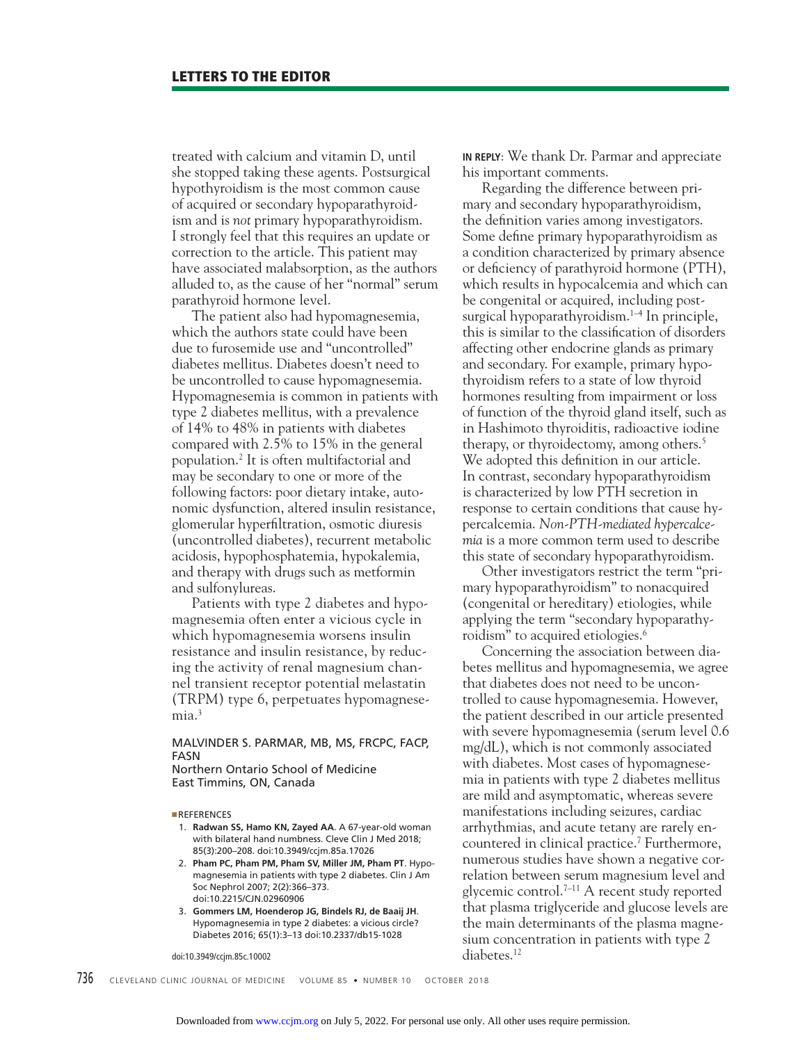treated with calcium and vitamin D, until she stopped taking these agents. Postsurgical hypothyroidism is the most common cause of acquired or secondary hypoparathyroidism and is *not* primary hypoparathyroidism. I strongly feel that this requires an update or correction to the article. This patient may have associated malabsorption, as the authors alluded to, as the cause of her "normal" serum parathyroid hormone level.

The patient also had hypomagnesemia, which the authors state could have been due to furosemide use and "uncontrolled" diabetes mellitus. Diabetes doesn't need to be uncontrolled to cause hypomagnesemia. Hypomagnesemia is common in patients with type 2 diabetes mellitus, with a prevalence of 14% to 48% in patients with diabetes compared with 2.5% to 15% in the general population.[2] It is often multifactorial and may be secondary to one or more of the following factors: poor dietary intake, autonomic dysfunction, altered insulin resistance, glomerular hyperfiltration, osmotic diuresis (uncontrolled diabetes), recurrent metabolic acidosis, hypophosphatemia, hypokalemia, and therapy with drugs such as metformin and sulfonylureas.

Patients with type 2 diabetes and hypomagnesemia often enter a vicious cycle in which hypomagnesemia worsens insulin resistance and insulin resistance, by reducing the activity of renal magnesium channel transient receptor potential melastatin (TRPM) type 6, perpetuates hypomagnesemia.[3]

MALVINDER S. PARMAR, MB, MS, FRCPC, FACP, FASN
Northern Ontario School of Medicine
East Timmins, ON, Canada

REFERENCES

1. **Radwan SS, Hamo KN, Zayed AA**. A 67-year-old woman with bilateral hand numbness. Cleve Clin J Med 2018; 85(3):200–208. doi:10.3949/ccjm.85a.17026
2. **Pham PC, Pham PM, Pham SV, Miller JM, Pham PT**. Hypomagnesemia in patients with type 2 diabetes. Clin J Am Soc Nephrol 2007; 2(2):366–373. doi:10.2215/CJN.02960906
3. **Gommers LM, Hoenderop JG, Bindels RJ, de Baaij JH**. Hypomagnesemia in type 2 diabetes: a vicious circle? Diabetes 2016; 65(1):3–13 doi:10.2337/db15-1028

doi:10.3949/ccjm.85c.10002

**IN REPLY**: We thank Dr. Parmar and appreciate his important comments.

Regarding the difference between primary and secondary hypoparathyroidism, the definition varies among investigators. Some define primary hypoparathyroidism as a condition characterized by primary absence or deficiency of parathyroid hormone (PTH), which results in hypocalcemia and which can be congenital or acquired, including postsurgical hypoparathyroidism.[1–4] In principle, this is similar to the classification of disorders affecting other endocrine glands as primary and secondary. For example, primary hypothyroidism refers to a state of low thyroid hormones resulting from impairment or loss of function of the thyroid gland itself, such as in Hashimoto thyroiditis, radioactive iodine therapy, or thyroidectomy, among others.[5] We adopted this definition in our article. In contrast, secondary hypoparathyroidism is characterized by low PTH secretion in response to certain conditions that cause hypercalcemia. *Non-PTH-mediated hypercalcemia* is a more common term used to describe this state of secondary hypoparathyroidism.

Other investigators restrict the term "primary hypoparathyroidism" to nonacquired (congenital or hereditary) etiologies, while applying the term "secondary hypoparathyroidism" to acquired etiologies.[6]

Concerning the association between diabetes mellitus and hypomagnesemia, we agree that diabetes does not need to be uncontrolled to cause hypomagnesemia. However, the patient described in our article presented with severe hypomagnesemia (serum level 0.6 mg/dL), which is not commonly associated with diabetes. Most cases of hypomagnesemia in patients with type 2 diabetes mellitus are mild and asymptomatic, whereas severe manifestations including seizures, cardiac arrhythmias, and acute tetany are rarely encountered in clinical practice.[7] Furthermore, numerous studies have shown a negative correlation between serum magnesium level and glycemic control.[7–11] A recent study reported that plasma triglyceride and glucose levels are the main determinants of the plasma magnesium concentration in patients with type 2 diabetes.[12]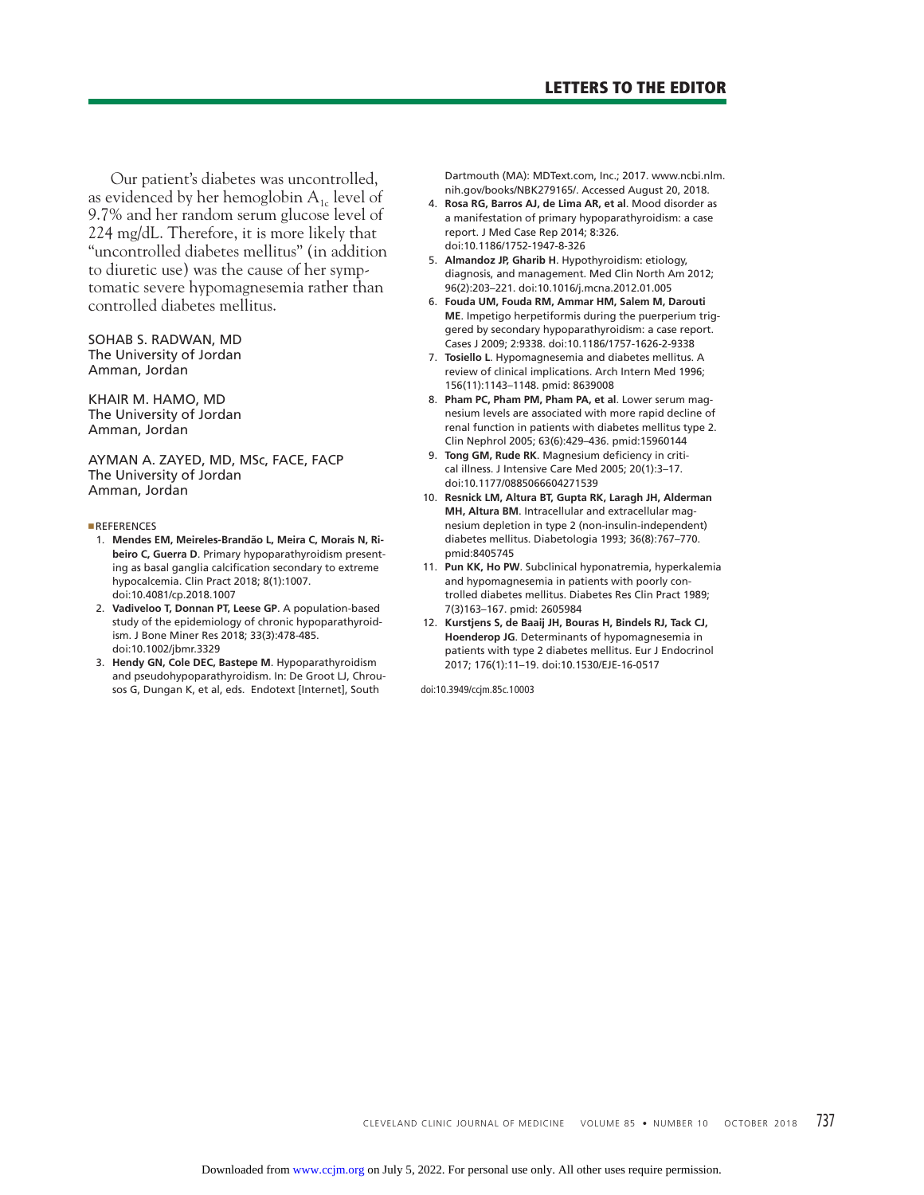Our patient's diabetes was uncontrolled, as evidenced by her hemoglobin $A_{1c}$ level of 9.7% and her random serum glucose level of 224 mg/dL. Therefore, it is more likely that "uncontrolled diabetes mellitus" (in addition to diuretic use) was the cause of her symptomatic severe hypomagnesemia rather than controlled diabetes mellitus.

SOHAB S. RADWAN, MD
The University of Jordan
Amman, Jordan

KHAIR M. HAMO, MD
The University of Jordan
Amman, Jordan

AYMAN A. ZAYED, MD, MSc, FACE, FACP
The University of Jordan
Amman, Jordan

## REFERENCES

1. **Mendes EM, Meireles-Brandão L, Meira C, Morais N, Ribeiro C, Guerra D**. Primary hypoparathyroidism presenting as basal ganglia calcification secondary to extreme hypocalcemia. Clin Pract 2018; 8(1):1007. doi:10.4081/cp.2018.1007
2. **Vadiveloo T, Donnan PT, Leese GP**. A population-based study of the epidemiology of chronic hypoparathyroidism. J Bone Miner Res 2018; 33(3):478-485. doi:10.1002/jbmr.3329
3. **Hendy GN, Cole DEC, Bastepe M**. Hypoparathyroidism and pseudohypoparathyroidism. In: De Groot LJ, Chrousos G, Dungan K, et al, eds. Endotext [Internet], South Dartmouth (MA): MDText.com, Inc.; 2017. www.ncbi.nlm.nih.gov/books/NBK279165/. Accessed August 20, 2018.
4. **Rosa RG, Barros AJ, de Lima AR, et al**. Mood disorder as a manifestation of primary hypoparathyroidism: a case report. J Med Case Rep 2014; 8:326. doi:10.1186/1752-1947-8-326
5. **Almandoz JP, Gharib H**. Hypothyroidism: etiology, diagnosis, and management. Med Clin North Am 2012; 96(2):203–221. doi:10.1016/j.mcna.2012.01.005
6. **Fouda UM, Fouda RM, Ammar HM, Salem M, Darouti ME**. Impetigo herpetiformis during the puerperium triggered by secondary hypoparathyroidism: a case report. Cases J 2009; 2:9338. doi:10.1186/1757-1626-2-9338
7. **Tosiello L**. Hypomagnesemia and diabetes mellitus. A review of clinical implications. Arch Intern Med 1996; 156(11):1143–1148. pmid: 8639008
8. **Pham PC, Pham PM, Pham PA, et al**. Lower serum magnesium levels are associated with more rapid decline of renal function in patients with diabetes mellitus type 2. Clin Nephrol 2005; 63(6):429–436. pmid:15960144
9. **Tong GM, Rude RK**. Magnesium deficiency in critical illness. J Intensive Care Med 2005; 20(1):3–17. doi:10.1177/0885066604271539
10. **Resnick LM, Altura BT, Gupta RK, Laragh JH, Alderman MH, Altura BM**. Intracellular and extracellular magnesium depletion in type 2 (non-insulin-independent) diabetes mellitus. Diabetologia 1993; 36(8):767–770. pmid:8405745
11. **Pun KK, Ho PW**. Subclinical hyponatremia, hyperkalemia and hypomagnesemia in patients with poorly controlled diabetes mellitus. Diabetes Res Clin Pract 1989; 7(3)163–167. pmid: 2605984
12. **Kurstjens S, de Baaij JH, Bouras H, Bindels RJ, Tack CJ, Hoenderop JG**. Determinants of hypomagnesemia in patients with type 2 diabetes mellitus. Eur J Endocrinol 2017; 176(1):11–19. doi:10.1530/EJE-16-0517

doi:10.3949/ccjm.85c.10003